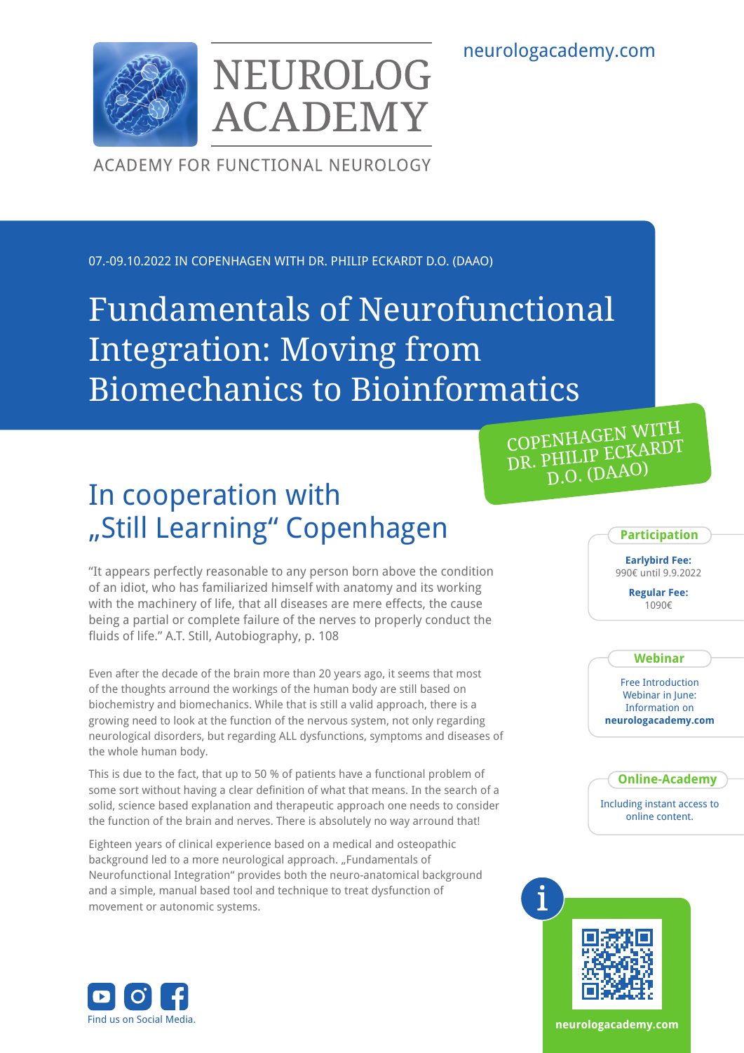neurologacademy.com

NEUROLOG ACADEMY

ACADEMY FOR FUNCTIONAL NEUROLOGY

07.-09.10.2022 IN COPENHAGEN WITH DR. PHILIP ECKARDT D.O. (DAAO)

# Fundamentals of Neurofunctional Integration: Moving from Biomechanics to Bioinformatics

COPENHAGEN WITH DR. PHILIP ECKARDT D.O. (DAAO)

## In cooperation with „Still Learning" Copenhagen

"It appears perfectly reasonable to any person born above the condition of an idiot, who has familiarized himself with anatomy and its working with the machinery of life, that all diseases are mere effects, the cause being a partial or complete failure of the nerves to properly conduct the fluids of life." A.T. Still, Autobiography, p. 108

Even after the decade of the brain more than 20 years ago, it seems that most of the thoughts arround the workings of the human body are still based on biochemistry and biomechanics. While that is still a valid approach, there is a growing need to look at the function of the nervous system, not only regarding neurological disorders, but regarding ALL dysfunctions, symptoms and diseases of the whole human body.

This is due to the fact, that up to 50 % of patients have a functional problem of some sort without having a clear definition of what that means. In the search of a solid, science based explanation and therapeutic approach one needs to consider the function of the brain and nerves. There is absolutely no way arround that!

Eighteen years of clinical experience based on a medical and osteopathic background led to a more neurological approach. „Fundamentals of Neurofunctional Integration" provides both the neuro-anatomical background and a simple, manual based tool and technique to treat dysfunction of movement or autonomic systems.

### Participation

**Earlybird Fee:**
990€ until 9.9.2022

**Regular Fee:**
1090€

### Webinar

Free Introduction Webinar in June: Information on **neurologacademy.com**

### Online-Academy

Including instant access to online content.

Find us on Social Media.

**neurologacademy.com**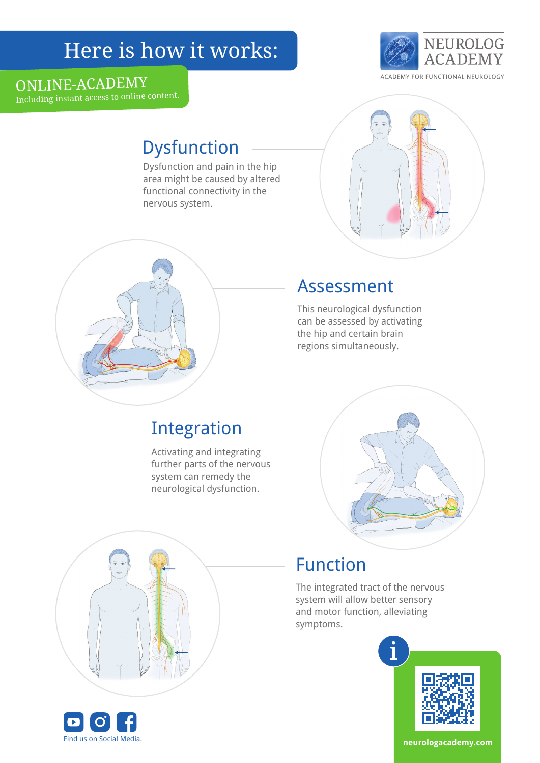# Here is how it works:

## ONLINE-ACADEMY

Including instant access to online content.

NEUROLOG ACADEMY

ACADEMY FOR FUNCTIONAL NEUROLOGY

## Dysfunction

Dysfunction and pain in the hip area might be caused by altered functional connectivity in the nervous system.

## Assessment

This neurological dysfunction can be assessed by activating the hip and certain brain regions simultaneously.

## Integration

Activating and integrating further parts of the nervous system can remedy the neurological dysfunction.

## Function

The integrated tract of the nervous system will allow better sensory and motor function, alleviating symptoms.

Find us on Social Media.

**neurologacademy.com**